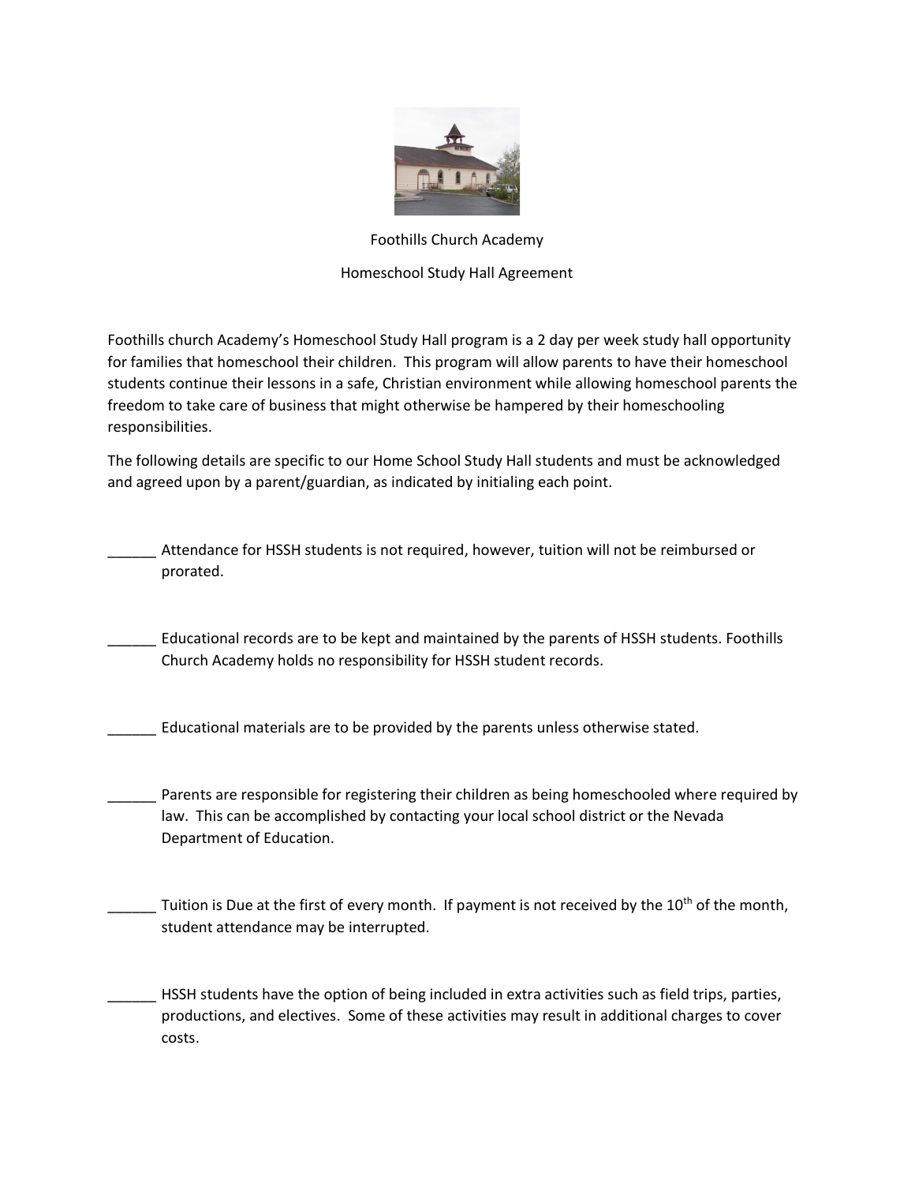Foothills Church Academy

Homeschool Study Hall Agreement

Foothills church Academy's Homeschool Study Hall program is a 2 day per week study hall opportunity for families that homeschool their children. This program will allow parents to have their homeschool students continue their lessons in a safe, Christian environment while allowing homeschool parents the freedom to take care of business that might otherwise be hampered by their homeschooling responsibilities.

The following details are specific to our Home School Study Hall students and must be acknowledged and agreed upon by a parent/guardian, as indicated by initialing each point.

______ Attendance for HSSH students is not required, however, tuition will not be reimbursed or prorated.

______ Educational records are to be kept and maintained by the parents of HSSH students. Foothills Church Academy holds no responsibility for HSSH student records.

______ Educational materials are to be provided by the parents unless otherwise stated.

______ Parents are responsible for registering their children as being homeschooled where required by law. This can be accomplished by contacting your local school district or the Nevada Department of Education.

______ Tuition is Due at the first of every month. If payment is not received by the 10th of the month, student attendance may be interrupted.

______ HSSH students have the option of being included in extra activities such as field trips, parties, productions, and electives. Some of these activities may result in additional charges to cover costs.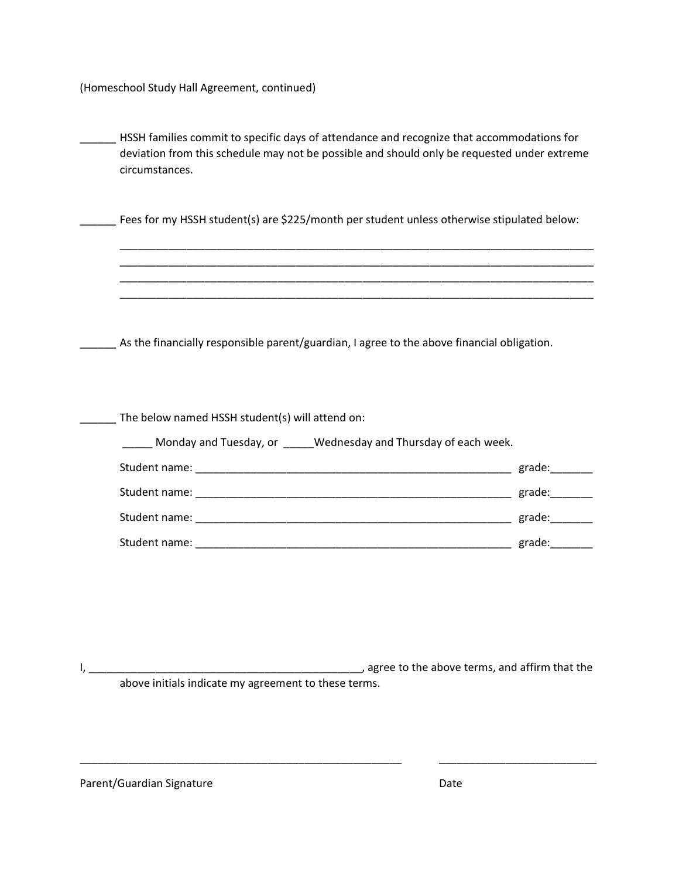(Homeschool Study Hall Agreement, continued)

______ HSSH families commit to specific days of attendance and recognize that accommodations for deviation from this schedule may not be possible and should only be requested under extreme circumstances.

______ Fees for my HSSH student(s) are $225/month per student unless otherwise stipulated below:

________________________________________________________________________________
________________________________________________________________________________
________________________________________________________________________________
________________________________________________________________________________

______ As the financially responsible parent/guardian, I agree to the above financial obligation.

______ The below named HSSH student(s) will attend on:

_____ Monday and Tuesday, or _____Wednesday and Thursday of each week.

Student name: _______________________________________________________ grade:_______

Student name: _______________________________________________________ grade:_______

Student name: _______________________________________________________ grade:_______

Student name: _______________________________________________________ grade:_______

I, ______________________________________________, agree to the above terms, and affirm that the above initials indicate my agreement to these terms.

_______________________________________________________ __________________________

Parent/Guardian Signature Date